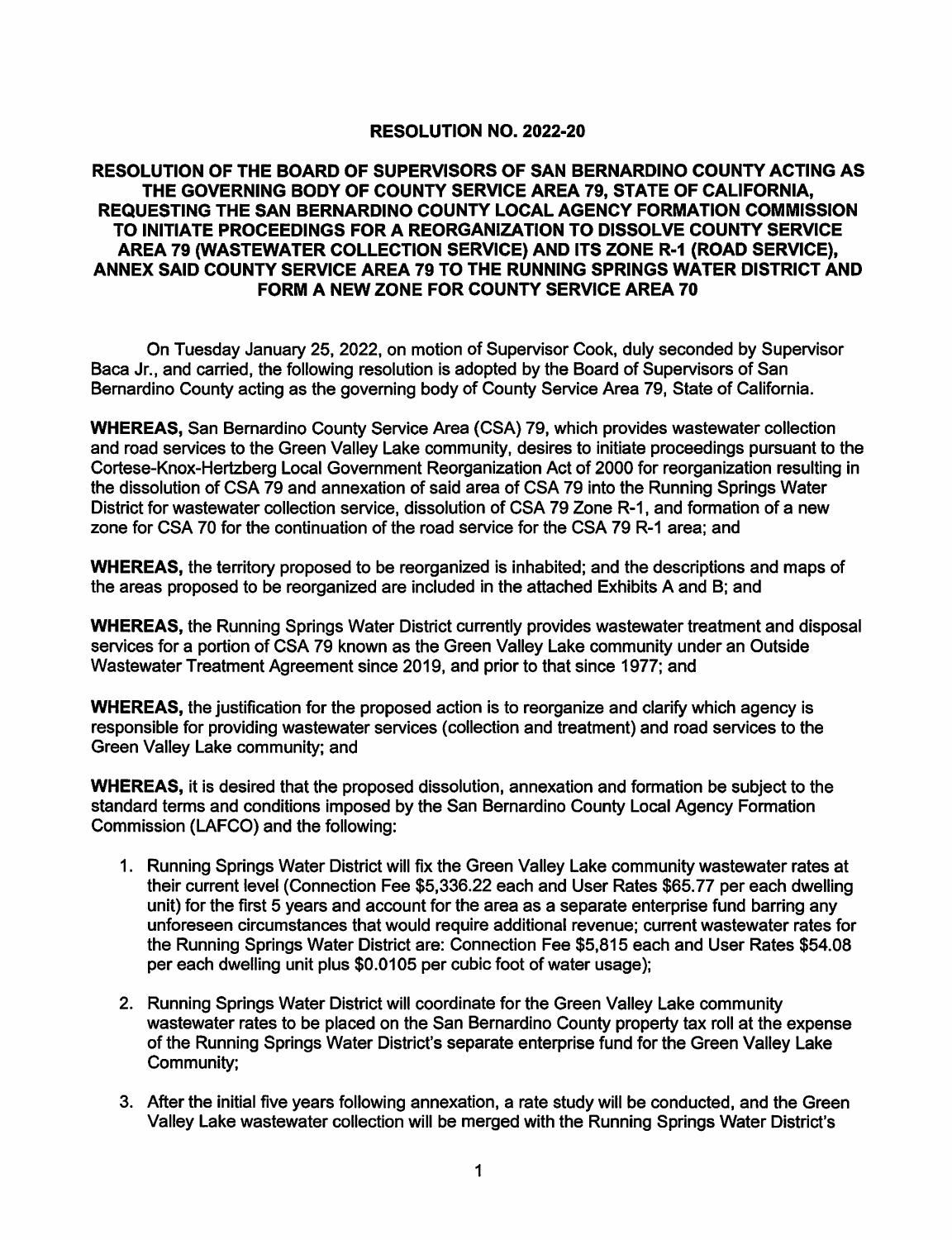# RESOLUTION NO. 2022-20

## RESOLUTION OF THE BOARD OF SUPERVISORS OF SAN BERNARDINO COUNTY ACTING AS THE GOVERNING BODY OF COUNTY SERVICE AREA 79, STATE OF CALIFORNIA, REQUESTING THE SAN BERNARDINO COUNTY LOCAL AGENCY FORMATION COMMISSION TO INITIATE PROCEEDINGS FOR A REORGANIZATION TO DISSOLVE COUNTY SERVICE AREA 79 (WASTEWATER COLLECTION SERVICE) AND ITS ZONE R-1 (ROAD SERVICE), ANNEX SAID COUNTY SERVICE AREA 79 TO THE RUNNING SPRINGS WATER DISTRICT AND FORM A NEW ZONE FOR COUNTY SERVICE AREA 70

On Tuesday January 25, 2022, on motion of Supervisor Cook, duly seconded by Supervisor Baca Jr., and carried, the following resolution is adopted by the Board of Supervisors of San Bernardino County acting as the governing body of County Service Area 79, State of California.

**WHEREAS,** San Bernardino County Service Area (CSA) 79, which provides wastewater collection and road services to the Green Valley Lake community, desires to initiate proceedings pursuant to the Cortese-Knox-Hertzberg Local Government Reorganization Act of 2000 for reorganization resulting in the dissolution of CSA 79 and annexation of said area of CSA 79 into the Running Springs Water District for wastewater collection service, dissolution of CSA 79 Zone R-1, and formation of a new zone for CSA 70 for the continuation of the road service for the CSA 79 R-1 area; and

**WHEREAS,** the territory proposed to be reorganized is inhabited; and the descriptions and maps of the areas proposed to be reorganized are included in the attached Exhibits A and B; and

**WHEREAS,** the Running Springs Water District currently provides wastewater treatment and disposal services for a portion of CSA 79 known as the Green Valley Lake community under an Outside Wastewater Treatment Agreement since 2019, and prior to that since 1977; and

**WHEREAS,** the justification for the proposed action is to reorganize and clarify which agency is responsible for providing wastewater services (collection and treatment) and road services to the Green Valley Lake community; and

**WHEREAS,** it is desired that the proposed dissolution, annexation and formation be subject to the standard terms and conditions imposed by the San Bernardino County Local Agency Formation Commission (LAFCO) and the following:

1. Running Springs Water District will fix the Green Valley Lake community wastewater rates at their current level (Connection Fee $5,336.22 each and User Rates $65.77 per each dwelling unit) for the first 5 years and account for the area as a separate enterprise fund barring any unforeseen circumstances that would require additional revenue; current wastewater rates for the Running Springs Water District are: Connection Fee $5,815 each and User Rates $54.08 per each dwelling unit plus $0.0105 per cubic foot of water usage);

2. Running Springs Water District will coordinate for the Green Valley Lake community wastewater rates to be placed on the San Bernardino County property tax roll at the expense of the Running Springs Water District's separate enterprise fund for the Green Valley Lake Community;

3. After the initial five years following annexation, a rate study will be conducted, and the Green Valley Lake wastewater collection will be merged with the Running Springs Water District's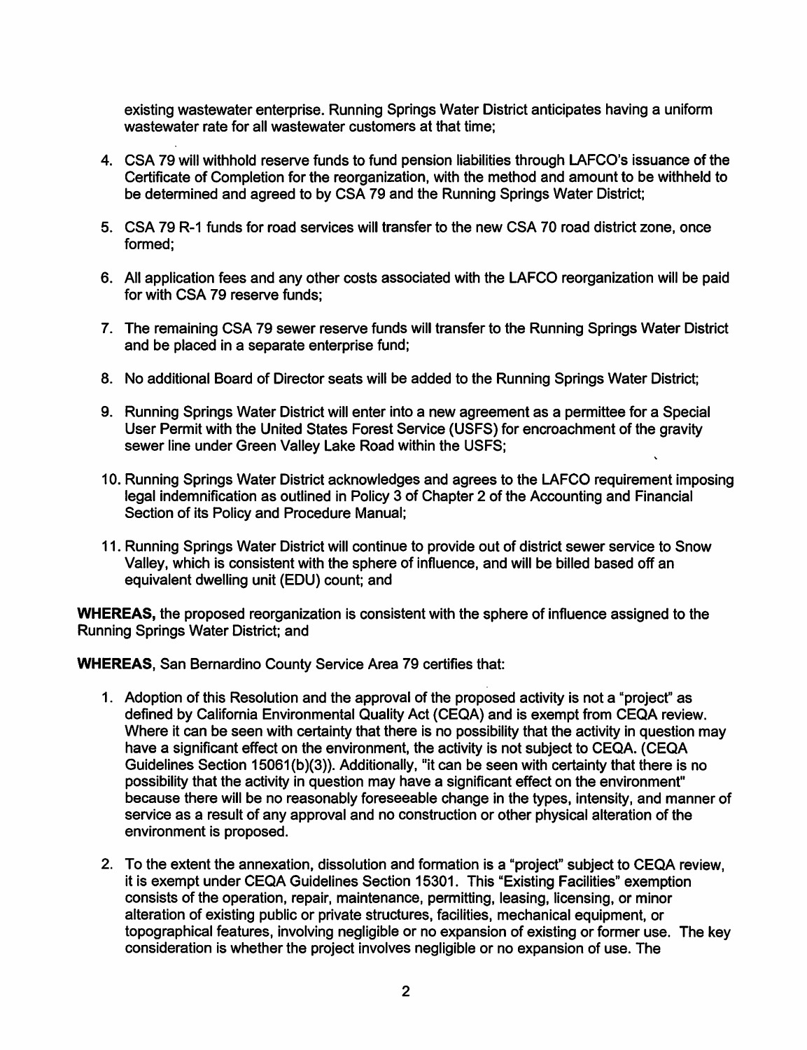existing wastewater enterprise. Running Springs Water District anticipates having a uniform wastewater rate for all wastewater customers at that time;

4. CSA 79 will withhold reserve funds to fund pension liabilities through LAFCO's issuance of the Certificate of Completion for the reorganization, with the method and amount to be withheld to be determined and agreed to by CSA 79 and the Running Springs Water District;

5. CSA 79 R-1 funds for road services will transfer to the new CSA 70 road district zone, once formed;

6. All application fees and any other costs associated with the LAFCO reorganization will be paid for with CSA 79 reserve funds;

7. The remaining CSA 79 sewer reserve funds will transfer to the Running Springs Water District and be placed in a separate enterprise fund;

8. No additional Board of Director seats will be added to the Running Springs Water District;

9. Running Springs Water District will enter into a new agreement as a permittee for a Special User Permit with the United States Forest Service (USFS) for encroachment of the gravity sewer line under Green Valley Lake Road within the USFS;

10. Running Springs Water District acknowledges and agrees to the LAFCO requirement imposing legal indemnification as outlined in Policy 3 of Chapter 2 of the Accounting and Financial Section of its Policy and Procedure Manual;

11. Running Springs Water District will continue to provide out of district sewer service to Snow Valley, which is consistent with the sphere of influence, and will be billed based off an equivalent dwelling unit (EDU) count; and

**WHEREAS,** the proposed reorganization is consistent with the sphere of influence assigned to the Running Springs Water District; and

**WHEREAS**, San Bernardino County Service Area 79 certifies that:

1. Adoption of this Resolution and the approval of the proposed activity is not a "project" as defined by California Environmental Quality Act (CEQA) and is exempt from CEQA review. Where it can be seen with certainty that there is no possibility that the activity in question may have a significant effect on the environment, the activity is not subject to CEQA. (CEQA Guidelines Section 15061(b)(3)). Additionally, "it can be seen with certainty that there is no possibility that the activity in question may have a significant effect on the environment" because there will be no reasonably foreseeable change in the types, intensity, and manner of service as a result of any approval and no construction or other physical alteration of the environment is proposed.

2. To the extent the annexation, dissolution and formation is a "project" subject to CEQA review, it is exempt under CEQA Guidelines Section 15301. This "Existing Facilities" exemption consists of the operation, repair, maintenance, permitting, leasing, licensing, or minor alteration of existing public or private structures, facilities, mechanical equipment, or topographical features, involving negligible or no expansion of existing or former use. The key consideration is whether the project involves negligible or no expansion of use. The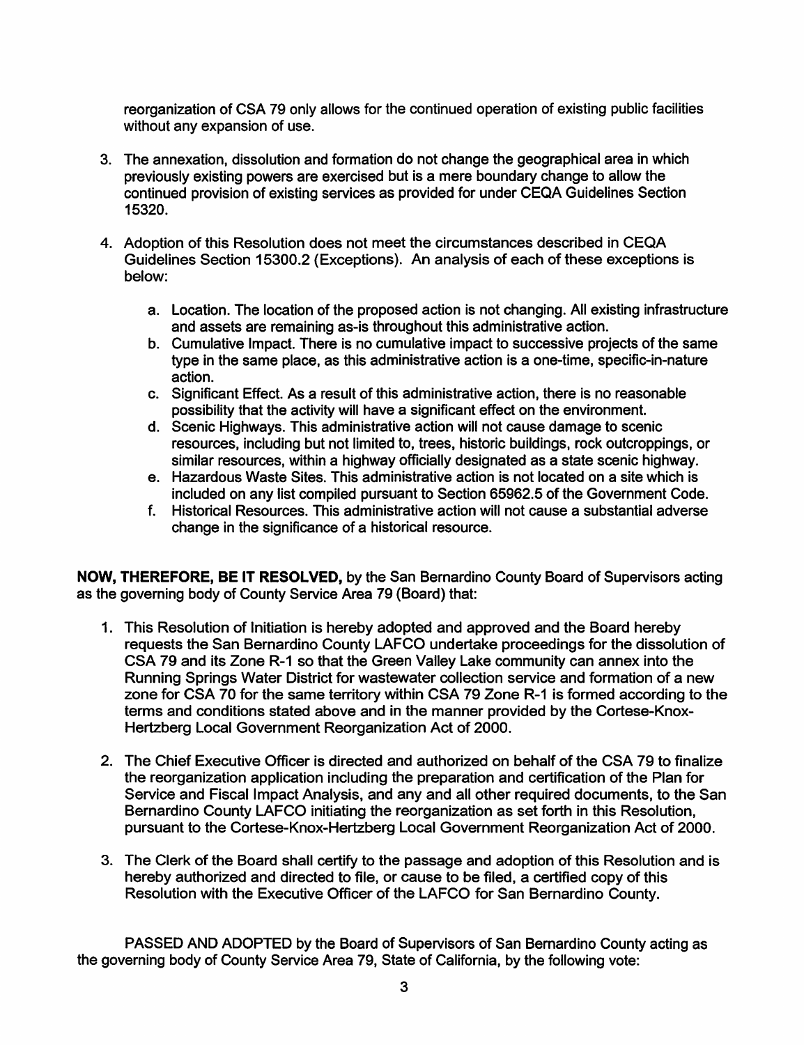reorganization of CSA 79 only allows for the continued operation of existing public facilities without any expansion of use.

3. The annexation, dissolution and formation do not change the geographical area in which previously existing powers are exercised but is a mere boundary change to allow the continued provision of existing services as provided for under CEQA Guidelines Section 15320.

4. Adoption of this Resolution does not meet the circumstances described in CEQA Guidelines Section 15300.2 (Exceptions). An analysis of each of these exceptions is below:

   a. Location. The location of the proposed action is not changing. All existing infrastructure and assets are remaining as-is throughout this administrative action.
   b. Cumulative Impact. There is no cumulative impact to successive projects of the same type in the same place, as this administrative action is a one-time, specific-in-nature action.
   c. Significant Effect. As a result of this administrative action, there is no reasonable possibility that the activity will have a significant effect on the environment.
   d. Scenic Highways. This administrative action will not cause damage to scenic resources, including but not limited to, trees, historic buildings, rock outcroppings, or similar resources, within a highway officially designated as a state scenic highway.
   e. Hazardous Waste Sites. This administrative action is not located on a site which is included on any list compiled pursuant to Section 65962.5 of the Government Code.
   f. Historical Resources. This administrative action will not cause a substantial adverse change in the significance of a historical resource.

**NOW, THEREFORE, BE IT RESOLVED,** by the San Bernardino County Board of Supervisors acting as the governing body of County Service Area 79 (Board) that:

1. This Resolution of Initiation is hereby adopted and approved and the Board hereby requests the San Bernardino County LAFCO undertake proceedings for the dissolution of CSA 79 and its Zone R-1 so that the Green Valley Lake community can annex into the Running Springs Water District for wastewater collection service and formation of a new zone for CSA 70 for the same territory within CSA 79 Zone R-1 is formed according to the terms and conditions stated above and in the manner provided by the Cortese-Knox-Hertzberg Local Government Reorganization Act of 2000.

2. The Chief Executive Officer is directed and authorized on behalf of the CSA 79 to finalize the reorganization application including the preparation and certification of the Plan for Service and Fiscal Impact Analysis, and any and all other required documents, to the San Bernardino County LAFCO initiating the reorganization as set forth in this Resolution, pursuant to the Cortese-Knox-Hertzberg Local Government Reorganization Act of 2000.

3. The Clerk of the Board shall certify to the passage and adoption of this Resolution and is hereby authorized and directed to file, or cause to be filed, a certified copy of this Resolution with the Executive Officer of the LAFCO for San Bernardino County.

PASSED AND ADOPTED by the Board of Supervisors of San Bernardino County acting as the governing body of County Service Area 79, State of California, by the following vote: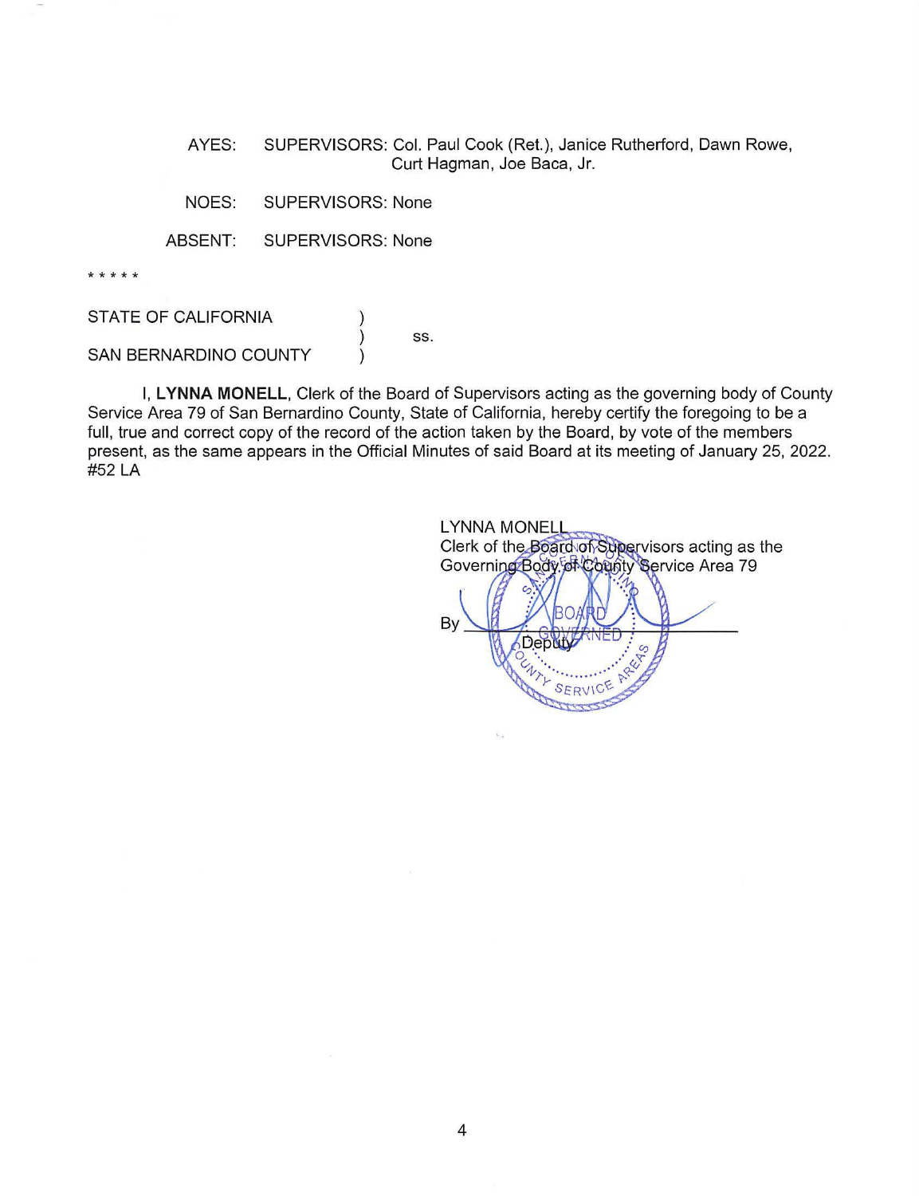AYES: SUPERVISORS: Col. Paul Cook (Ret.), Janice Rutherford, Dawn Rowe, Curt Hagman, Joe Baca, Jr.

NOES: SUPERVISORS: None

ABSENT: SUPERVISORS: None

* * * * *

STATE OF CALIFORNIA )
) ss.
SAN BERNARDINO COUNTY )

I, **LYNNA MONELL**, Clerk of the Board of Supervisors acting as the governing body of County Service Area 79 of San Bernardino County, State of California, hereby certify the foregoing to be a full, true and correct copy of the record of the action taken by the Board, by vote of the members present, as the same appears in the Official Minutes of said Board at its meeting of January 25, 2022. #52 LA

LYNNA MONELL
Clerk of the Board of Supervisors acting as the Governing Body of County Service Area 79

By ______________________
Deputy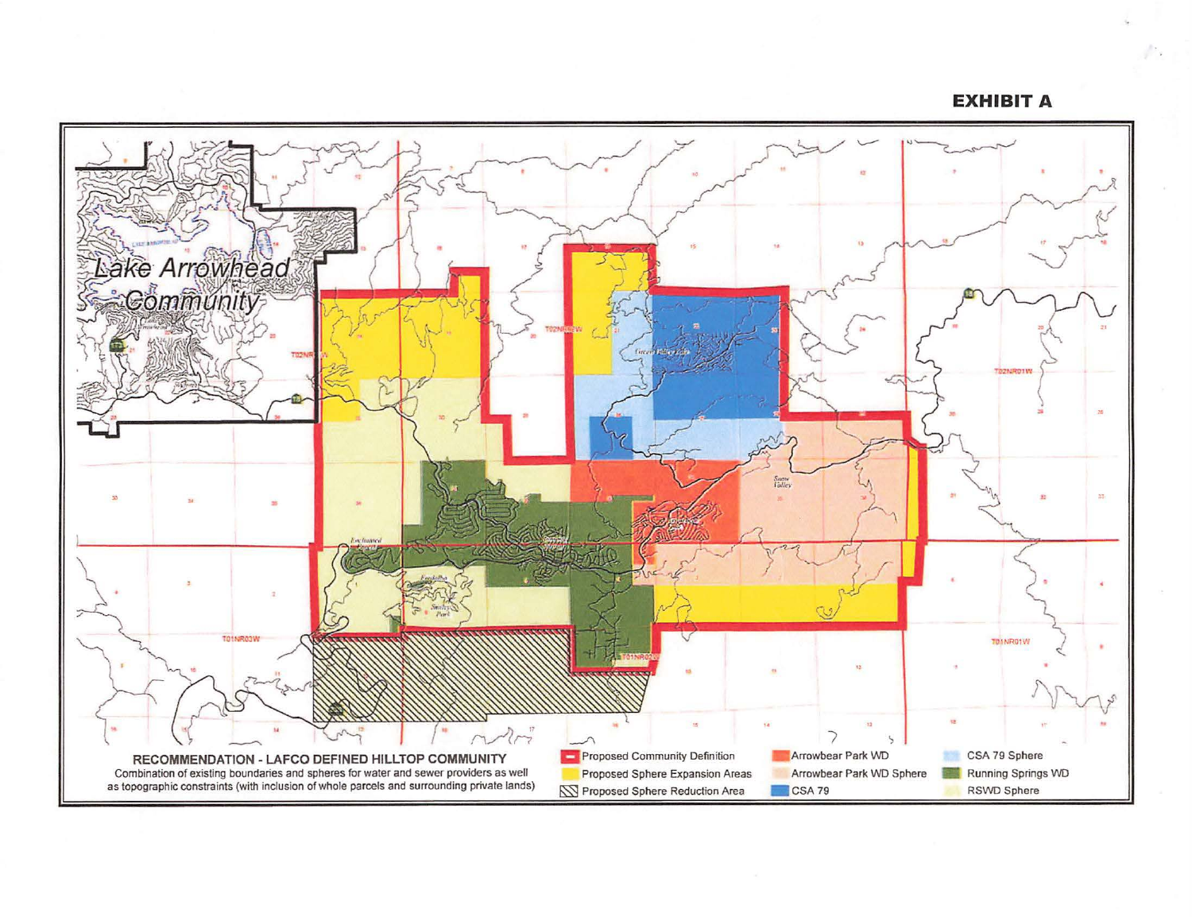**EXHIBIT A**

**RECOMMENDATION - LAFCO DEFINED HILLTOP COMMUNITY**

Combination of existing boundaries and spheres for water and sewer providers as well as topographic constraints (with inclusion of whole parcels and surrounding private lands)

- Proposed Community Definition
- Proposed Sphere Expansion Areas
- Proposed Sphere Reduction Area
- Arrowbear Park WD
- Arrowbear Park WD Sphere
- CSA 79
- CSA 79 Sphere
- Running Springs WD
- RSWD Sphere

Lake Arrowhead Community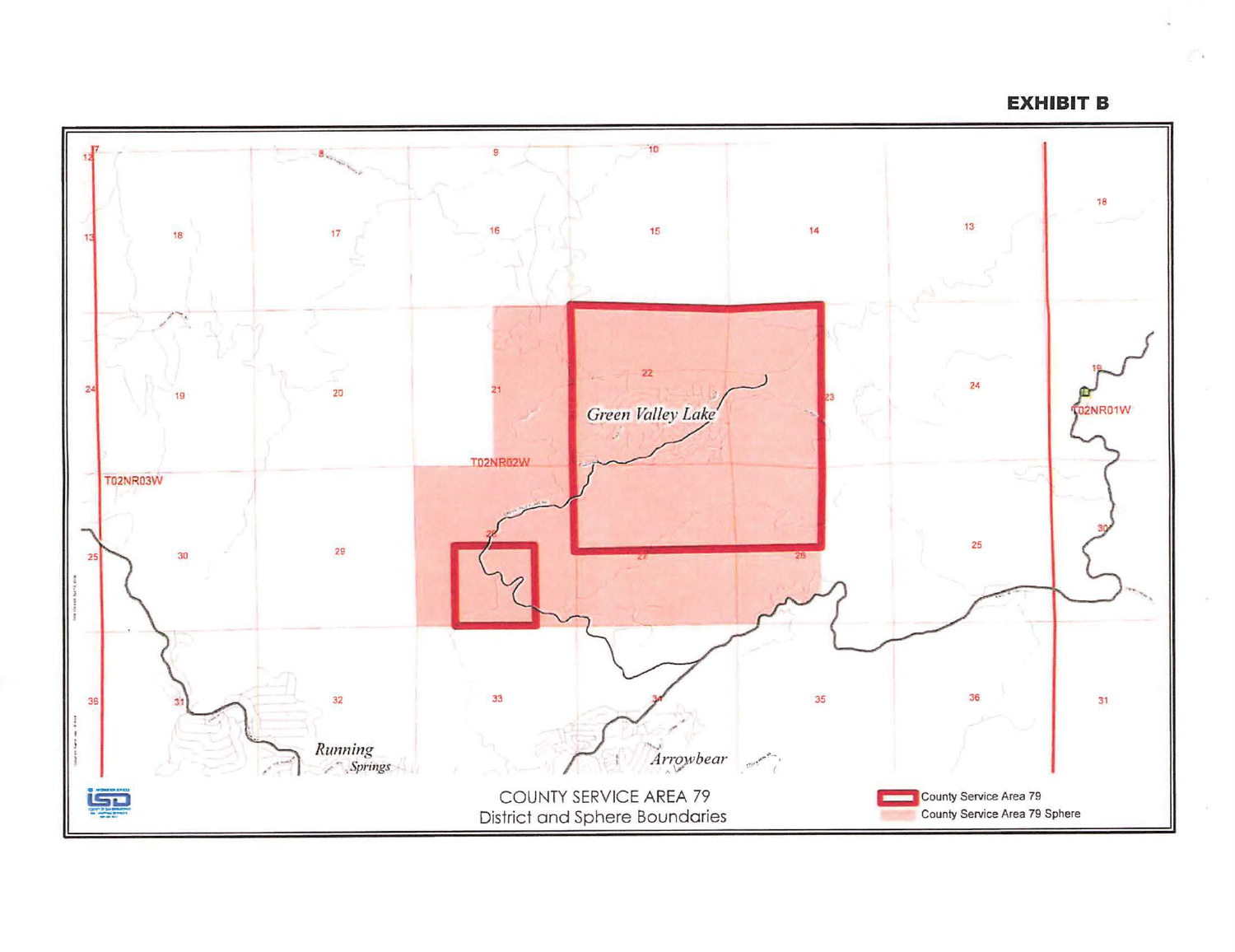**EXHIBIT B**

12
7
8
9
10
13
18
17
16
15
14
13
18
24
19
20
21
22
23
24
19
Green Valley Lake
T02NR03W
T02NR02W
T02NR01W
25
30
29
28
27
26
25
30
36
31
32
33
34
35
36
31
Running Springs
Arrowbear

COUNTY SERVICE AREA 79
District and Sphere Boundaries

County Service Area 79
County Service Area 79 Sphere